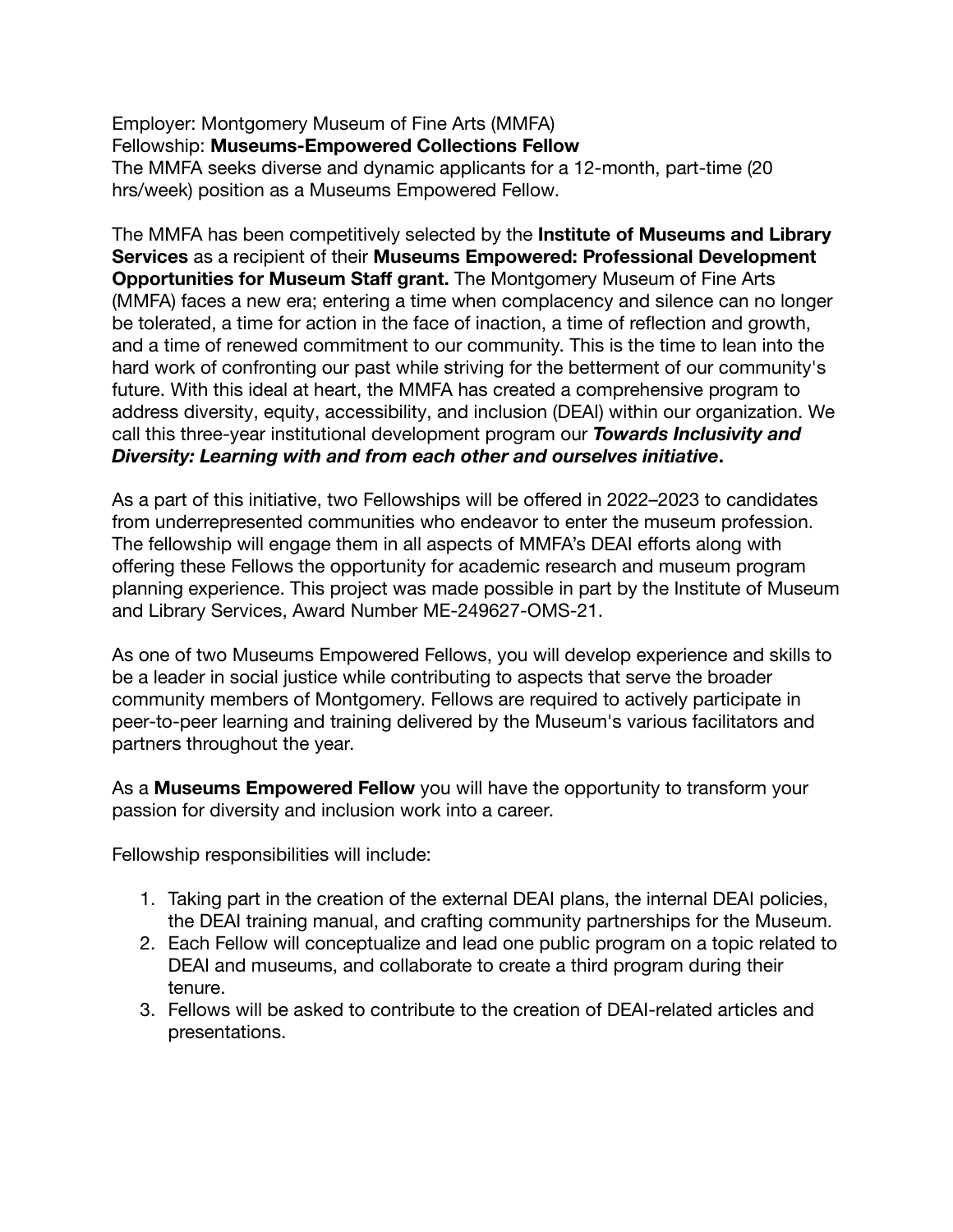Employer: Montgomery Museum of Fine Arts (MMFA)
Fellowship: **Museums-Empowered Collections Fellow**
The MMFA seeks diverse and dynamic applicants for a 12-month, part-time (20 hrs/week) position as a Museums Empowered Fellow.

The MMFA has been competitively selected by the **Institute of Museums and Library Services** as a recipient of their **Museums Empowered: Professional Development Opportunities for Museum Staff grant.** The Montgomery Museum of Fine Arts (MMFA) faces a new era; entering a time when complacency and silence can no longer be tolerated, a time for action in the face of inaction, a time of reflection and growth, and a time of renewed commitment to our community. This is the time to lean into the hard work of confronting our past while striving for the betterment of our community's future. With this ideal at heart, the MMFA has created a comprehensive program to address diversity, equity, accessibility, and inclusion (DEAI) within our organization. We call this three-year institutional development program our ***Towards Inclusivity and Diversity: Learning with and from each other and ourselves initiative*.**

As a part of this initiative, two Fellowships will be offered in 2022–2023 to candidates from underrepresented communities who endeavor to enter the museum profession. The fellowship will engage them in all aspects of MMFA's DEAI efforts along with offering these Fellows the opportunity for academic research and museum program planning experience. This project was made possible in part by the Institute of Museum and Library Services, Award Number ME-249627-OMS-21.

As one of two Museums Empowered Fellows, you will develop experience and skills to be a leader in social justice while contributing to aspects that serve the broader community members of Montgomery. Fellows are required to actively participate in peer-to-peer learning and training delivered by the Museum's various facilitators and partners throughout the year.

As a **Museums Empowered Fellow** you will have the opportunity to transform your passion for diversity and inclusion work into a career.

Fellowship responsibilities will include:

1. Taking part in the creation of the external DEAI plans, the internal DEAI policies, the DEAI training manual, and crafting community partnerships for the Museum.
2. Each Fellow will conceptualize and lead one public program on a topic related to DEAI and museums, and collaborate to create a third program during their tenure.
3. Fellows will be asked to contribute to the creation of DEAI-related articles and presentations.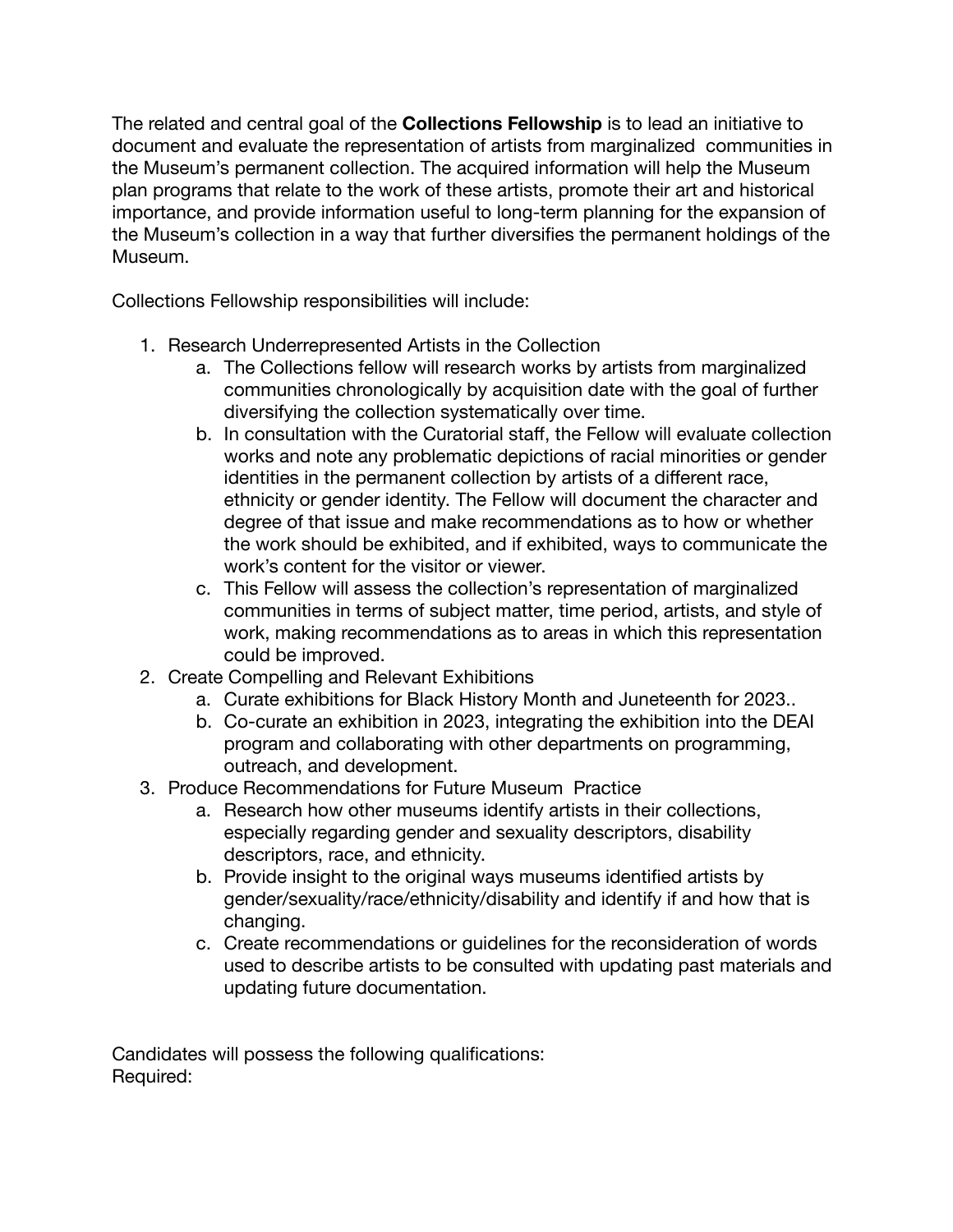The related and central goal of the **Collections Fellowship** is to lead an initiative to document and evaluate the representation of artists from marginalized communities in the Museum's permanent collection. The acquired information will help the Museum plan programs that relate to the work of these artists, promote their art and historical importance, and provide information useful to long-term planning for the expansion of the Museum's collection in a way that further diversifies the permanent holdings of the Museum.

Collections Fellowship responsibilities will include:

1. Research Underrepresented Artists in the Collection
   a. The Collections fellow will research works by artists from marginalized communities chronologically by acquisition date with the goal of further diversifying the collection systematically over time.
   b. In consultation with the Curatorial staff, the Fellow will evaluate collection works and note any problematic depictions of racial minorities or gender identities in the permanent collection by artists of a different race, ethnicity or gender identity. The Fellow will document the character and degree of that issue and make recommendations as to how or whether the work should be exhibited, and if exhibited, ways to communicate the work's content for the visitor or viewer.
   c. This Fellow will assess the collection's representation of marginalized communities in terms of subject matter, time period, artists, and style of work, making recommendations as to areas in which this representation could be improved.
2. Create Compelling and Relevant Exhibitions
   a. Curate exhibitions for Black History Month and Juneteenth for 2023..
   b. Co-curate an exhibition in 2023, integrating the exhibition into the DEAI program and collaborating with other departments on programming, outreach, and development.
3. Produce Recommendations for Future Museum Practice
   a. Research how other museums identify artists in their collections, especially regarding gender and sexuality descriptors, disability descriptors, race, and ethnicity.
   b. Provide insight to the original ways museums identified artists by gender/sexuality/race/ethnicity/disability and identify if and how that is changing.
   c. Create recommendations or guidelines for the reconsideration of words used to describe artists to be consulted with updating past materials and updating future documentation.

Candidates will possess the following qualifications:
Required: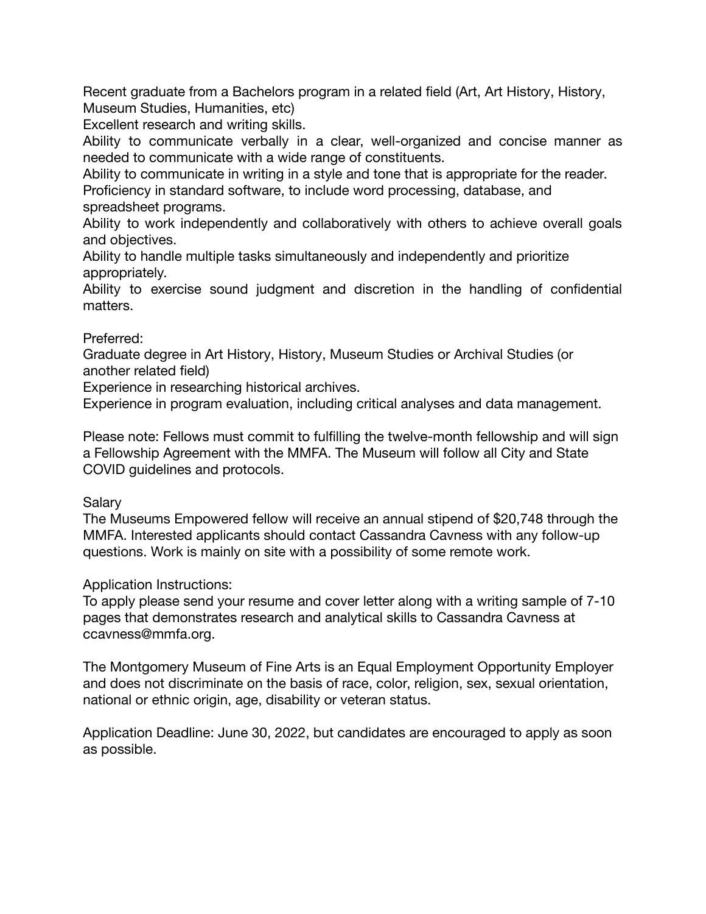Recent graduate from a Bachelors program in a related field (Art, Art History, History, Museum Studies, Humanities, etc)

Excellent research and writing skills.

Ability to communicate verbally in a clear, well-organized and concise manner as needed to communicate with a wide range of constituents.

Ability to communicate in writing in a style and tone that is appropriate for the reader.

Proficiency in standard software, to include word processing, database, and spreadsheet programs.

Ability to work independently and collaboratively with others to achieve overall goals and objectives.

Ability to handle multiple tasks simultaneously and independently and prioritize appropriately.

Ability to exercise sound judgment and discretion in the handling of confidential matters.

Preferred:

Graduate degree in Art History, History, Museum Studies or Archival Studies (or another related field)

Experience in researching historical archives.

Experience in program evaluation, including critical analyses and data management.

Please note: Fellows must commit to fulfilling the twelve-month fellowship and will sign a Fellowship Agreement with the MMFA. The Museum will follow all City and State COVID guidelines and protocols.

Salary

The Museums Empowered fellow will receive an annual stipend of $20,748 through the MMFA. Interested applicants should contact Cassandra Cavness with any follow-up questions. Work is mainly on site with a possibility of some remote work.

Application Instructions:

To apply please send your resume and cover letter along with a writing sample of 7-10 pages that demonstrates research and analytical skills to Cassandra Cavness at ccavness@mmfa.org.

The Montgomery Museum of Fine Arts is an Equal Employment Opportunity Employer and does not discriminate on the basis of race, color, religion, sex, sexual orientation, national or ethnic origin, age, disability or veteran status.

Application Deadline: June 30, 2022, but candidates are encouraged to apply as soon as possible.